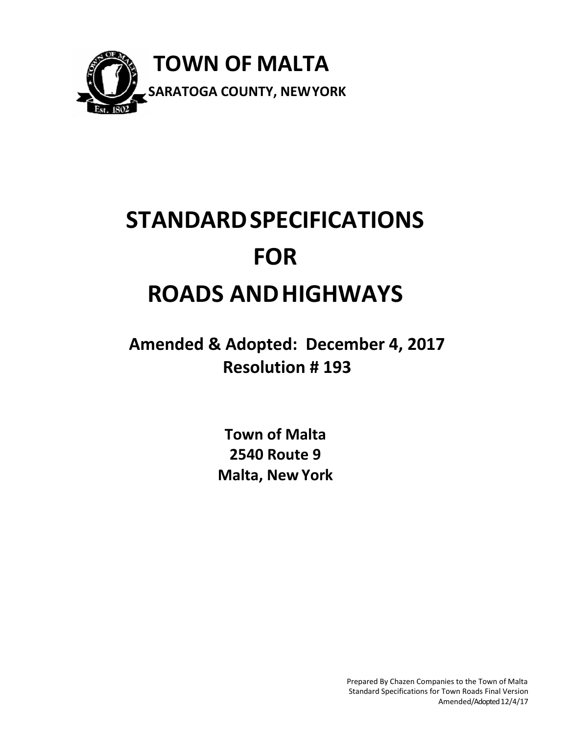# TOWN OF MALTA

**SARATOGA COUNTY, NEW YORK**

# STANDARD SPECIFICATIONS FOR ROADS AND HIGHWAYS

**Amended & Adopted: December 4, 2017**
**Resolution # 193**

**Town of Malta**
**2540 Route 9**
**Malta, New York**

Prepared By Chazen Companies to the Town of Malta
Standard Specifications for Town Roads Final Version
Amended/Adopted 12/4/17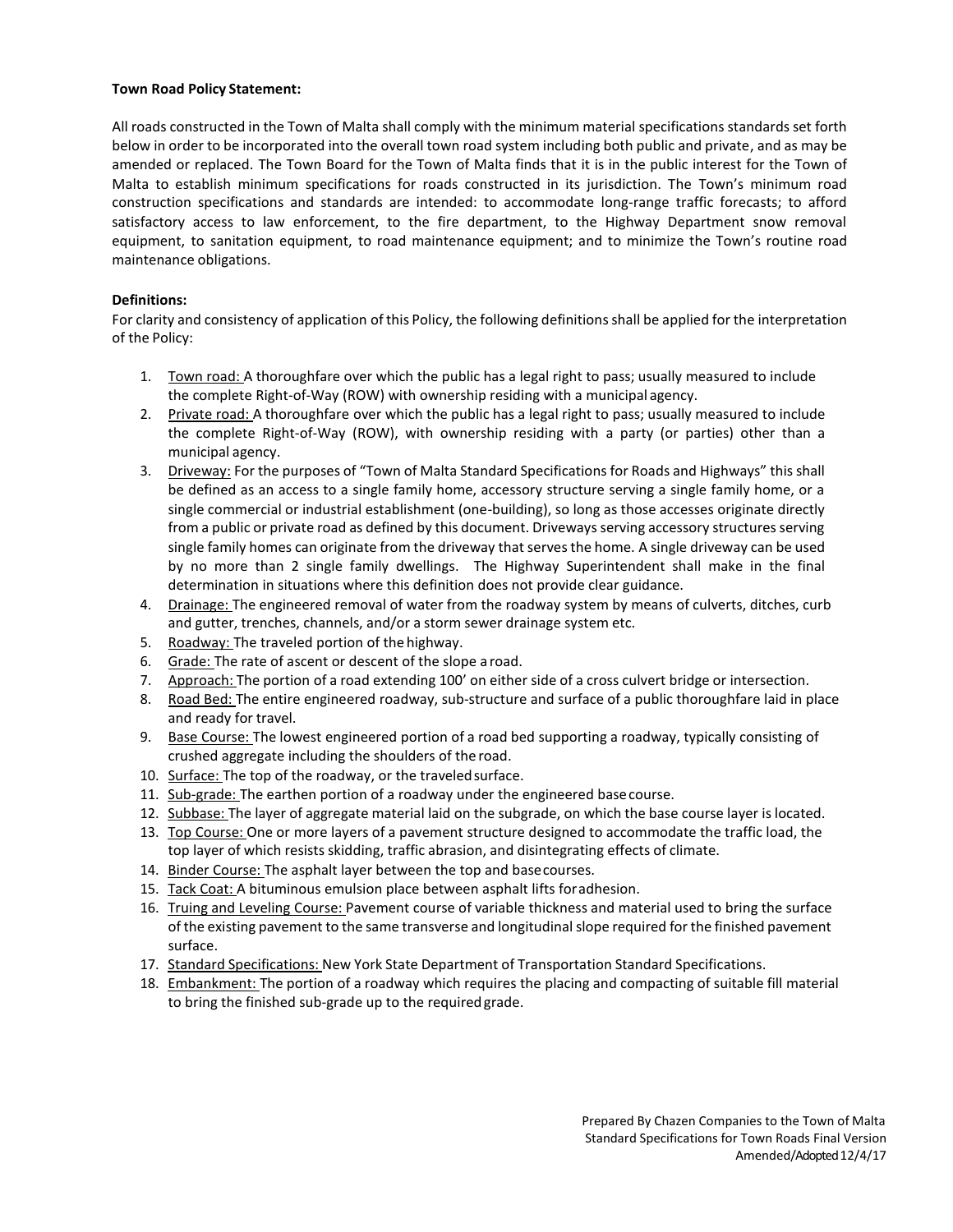**Town Road Policy Statement:**

All roads constructed in the Town of Malta shall comply with the minimum material specifications standards set forth below in order to be incorporated into the overall town road system including both public and private, and as may be amended or replaced. The Town Board for the Town of Malta finds that it is in the public interest for the Town of Malta to establish minimum specifications for roads constructed in its jurisdiction. The Town's minimum road construction specifications and standards are intended: to accommodate long-range traffic forecasts; to afford satisfactory access to law enforcement, to the fire department, to the Highway Department snow removal equipment, to sanitation equipment, to road maintenance equipment; and to minimize the Town's routine road maintenance obligations.

**Definitions:**

For clarity and consistency of application of this Policy, the following definitions shall be applied for the interpretation of the Policy:

1. Town road: A thoroughfare over which the public has a legal right to pass; usually measured to include the complete Right-of-Way (ROW) with ownership residing with a municipal agency.
2. Private road: A thoroughfare over which the public has a legal right to pass; usually measured to include the complete Right-of-Way (ROW), with ownership residing with a party (or parties) other than a municipal agency.
3. Driveway: For the purposes of "Town of Malta Standard Specifications for Roads and Highways" this shall be defined as an access to a single family home, accessory structure serving a single family home, or a single commercial or industrial establishment (one-building), so long as those accesses originate directly from a public or private road as defined by this document. Driveways serving accessory structures serving single family homes can originate from the driveway that serves the home. A single driveway can be used by no more than 2 single family dwellings. The Highway Superintendent shall make in the final determination in situations where this definition does not provide clear guidance.
4. Drainage: The engineered removal of water from the roadway system by means of culverts, ditches, curb and gutter, trenches, channels, and/or a storm sewer drainage system etc.
5. Roadway: The traveled portion of the highway.
6. Grade: The rate of ascent or descent of the slope a road.
7. Approach: The portion of a road extending 100' on either side of a cross culvert bridge or intersection.
8. Road Bed: The entire engineered roadway, sub-structure and surface of a public thoroughfare laid in place and ready for travel.
9. Base Course: The lowest engineered portion of a road bed supporting a roadway, typically consisting of crushed aggregate including the shoulders of the road.
10. Surface: The top of the roadway, or the traveled surface.
11. Sub-grade: The earthen portion of a roadway under the engineered base course.
12. Subbase: The layer of aggregate material laid on the subgrade, on which the base course layer is located.
13. Top Course: One or more layers of a pavement structure designed to accommodate the traffic load, the top layer of which resists skidding, traffic abrasion, and disintegrating effects of climate.
14. Binder Course: The asphalt layer between the top and base courses.
15. Tack Coat: A bituminous emulsion place between asphalt lifts for adhesion.
16. Truing and Leveling Course: Pavement course of variable thickness and material used to bring the surface of the existing pavement to the same transverse and longitudinal slope required for the finished pavement surface.
17. Standard Specifications: New York State Department of Transportation Standard Specifications.
18. Embankment: The portion of a roadway which requires the placing and compacting of suitable fill material to bring the finished sub-grade up to the required grade.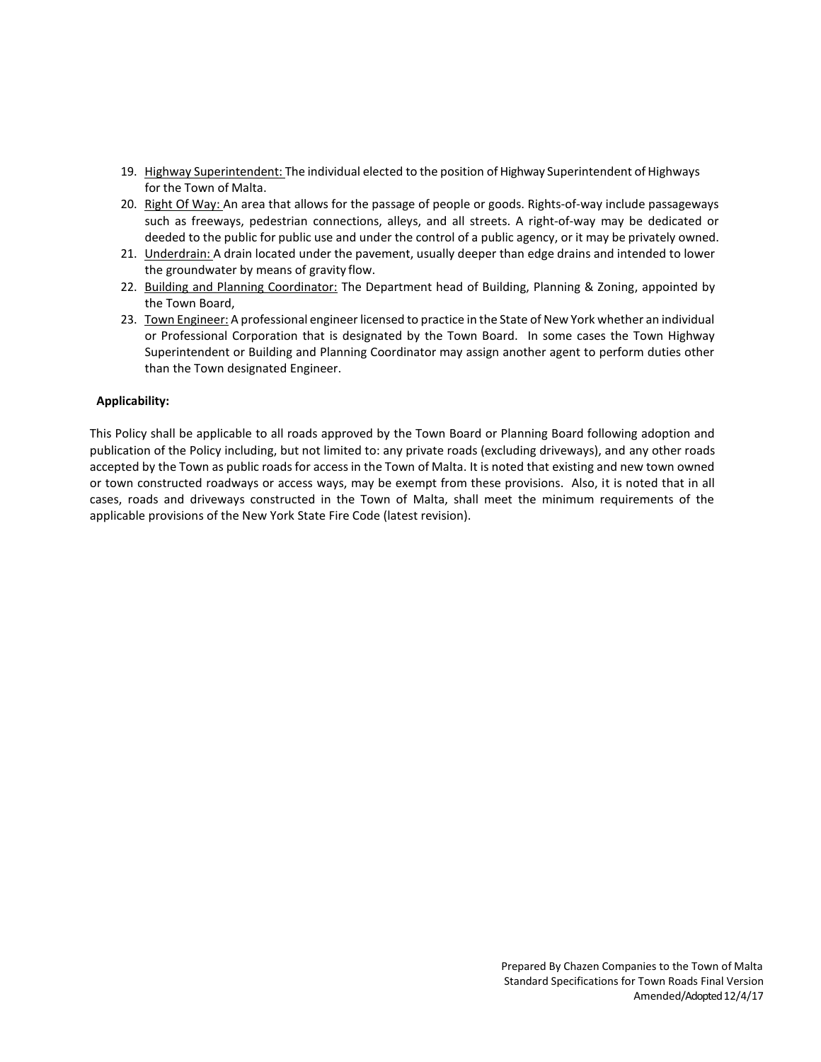19. Highway Superintendent: The individual elected to the position of Highway Superintendent of Highways for the Town of Malta.
20. Right Of Way: An area that allows for the passage of people or goods. Rights-of-way include passageways such as freeways, pedestrian connections, alleys, and all streets. A right-of-way may be dedicated or deeded to the public for public use and under the control of a public agency, or it may be privately owned.
21. Underdrain: A drain located under the pavement, usually deeper than edge drains and intended to lower the groundwater by means of gravity flow.
22. Building and Planning Coordinator: The Department head of Building, Planning & Zoning, appointed by the Town Board,
23. Town Engineer: A professional engineer licensed to practice in the State of New York whether an individual or Professional Corporation that is designated by the Town Board. In some cases the Town Highway Superintendent or Building and Planning Coordinator may assign another agent to perform duties other than the Town designated Engineer.

**Applicability:**

This Policy shall be applicable to all roads approved by the Town Board or Planning Board following adoption and publication of the Policy including, but not limited to: any private roads (excluding driveways), and any other roads accepted by the Town as public roads for access in the Town of Malta. It is noted that existing and new town owned or town constructed roadways or access ways, may be exempt from these provisions. Also, it is noted that in all cases, roads and driveways constructed in the Town of Malta, shall meet the minimum requirements of the applicable provisions of the New York State Fire Code (latest revision).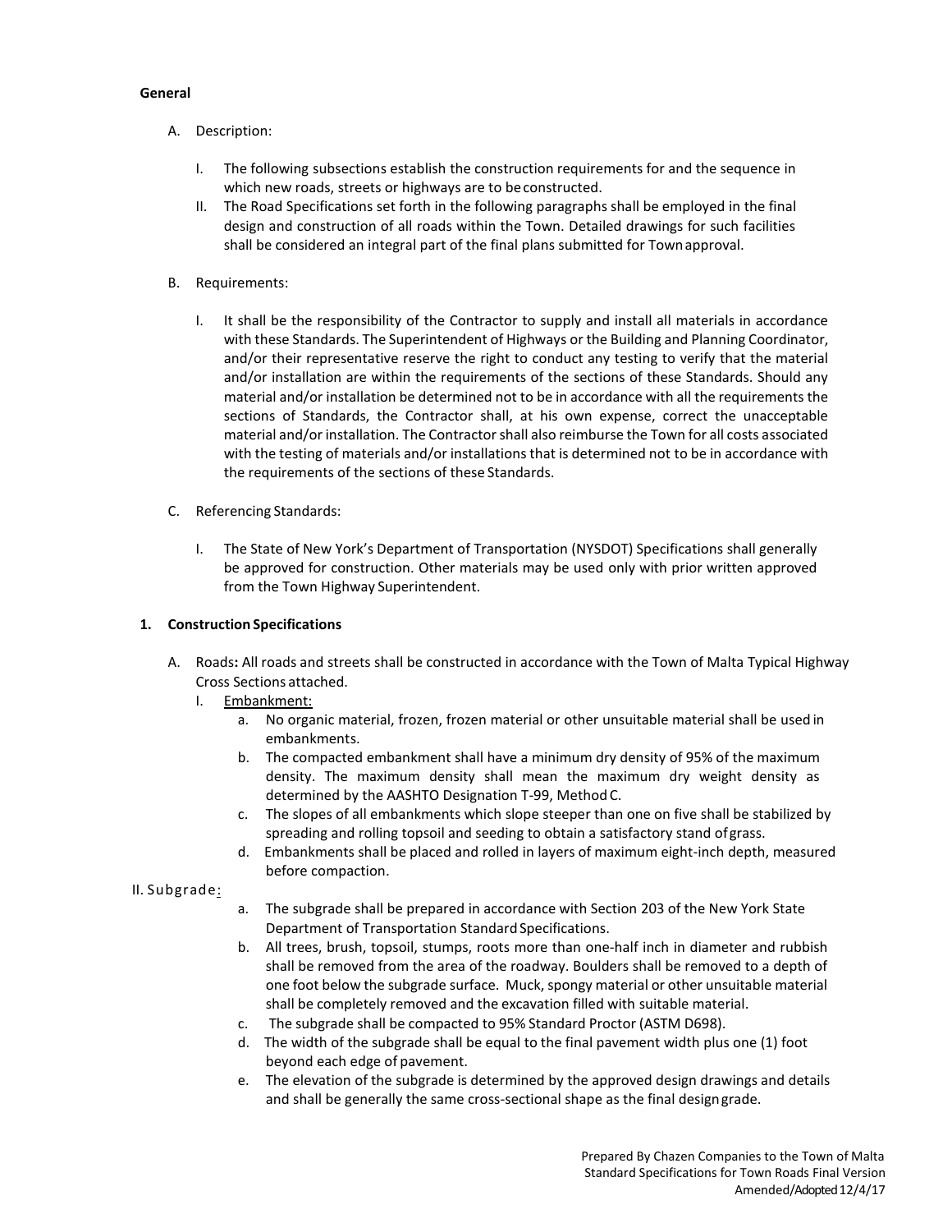**General**

A. Description:

   I. The following subsections establish the construction requirements for and the sequence in which new roads, streets or highways are to be constructed.

   II. The Road Specifications set forth in the following paragraphs shall be employed in the final design and construction of all roads within the Town. Detailed drawings for such facilities shall be considered an integral part of the final plans submitted for Town approval.

B. Requirements:

   I. It shall be the responsibility of the Contractor to supply and install all materials in accordance with these Standards. The Superintendent of Highways or the Building and Planning Coordinator, and/or their representative reserve the right to conduct any testing to verify that the material and/or installation are within the requirements of the sections of these Standards. Should any material and/or installation be determined not to be in accordance with all the requirements the sections of Standards, the Contractor shall, at his own expense, correct the unacceptable material and/or installation. The Contractor shall also reimburse the Town for all costs associated with the testing of materials and/or installations that is determined not to be in accordance with the requirements of the sections of these Standards.

C. Referencing Standards:

   I. The State of New York's Department of Transportation (NYSDOT) Specifications shall generally be approved for construction. Other materials may be used only with prior written approved from the Town Highway Superintendent.

**1. Construction Specifications**

A. Roads**:** All roads and streets shall be constructed in accordance with the Town of Malta Typical Highway Cross Sections attached.

   I. Embankment:

      a. No organic material, frozen, frozen material or other unsuitable material shall be used in embankments.

      b. The compacted embankment shall have a minimum dry density of 95% of the maximum density. The maximum density shall mean the maximum dry weight density as determined by the AASHTO Designation T-99, Method C.

      c. The slopes of all embankments which slope steeper than one on five shall be stabilized by spreading and rolling topsoil and seeding to obtain a satisfactory stand of grass.

      d. Embankments shall be placed and rolled in layers of maximum eight-inch depth, measured before compaction.

   II. Subgrade:

      a. The subgrade shall be prepared in accordance with Section 203 of the New York State Department of Transportation Standard Specifications.

      b. All trees, brush, topsoil, stumps, roots more than one-half inch in diameter and rubbish shall be removed from the area of the roadway. Boulders shall be removed to a depth of one foot below the subgrade surface. Muck, spongy material or other unsuitable material shall be completely removed and the excavation filled with suitable material.

      c. The subgrade shall be compacted to 95% Standard Proctor (ASTM D698).

      d. The width of the subgrade shall be equal to the final pavement width plus one (1) foot beyond each edge of pavement.

      e. The elevation of the subgrade is determined by the approved design drawings and details and shall be generally the same cross-sectional shape as the final design grade.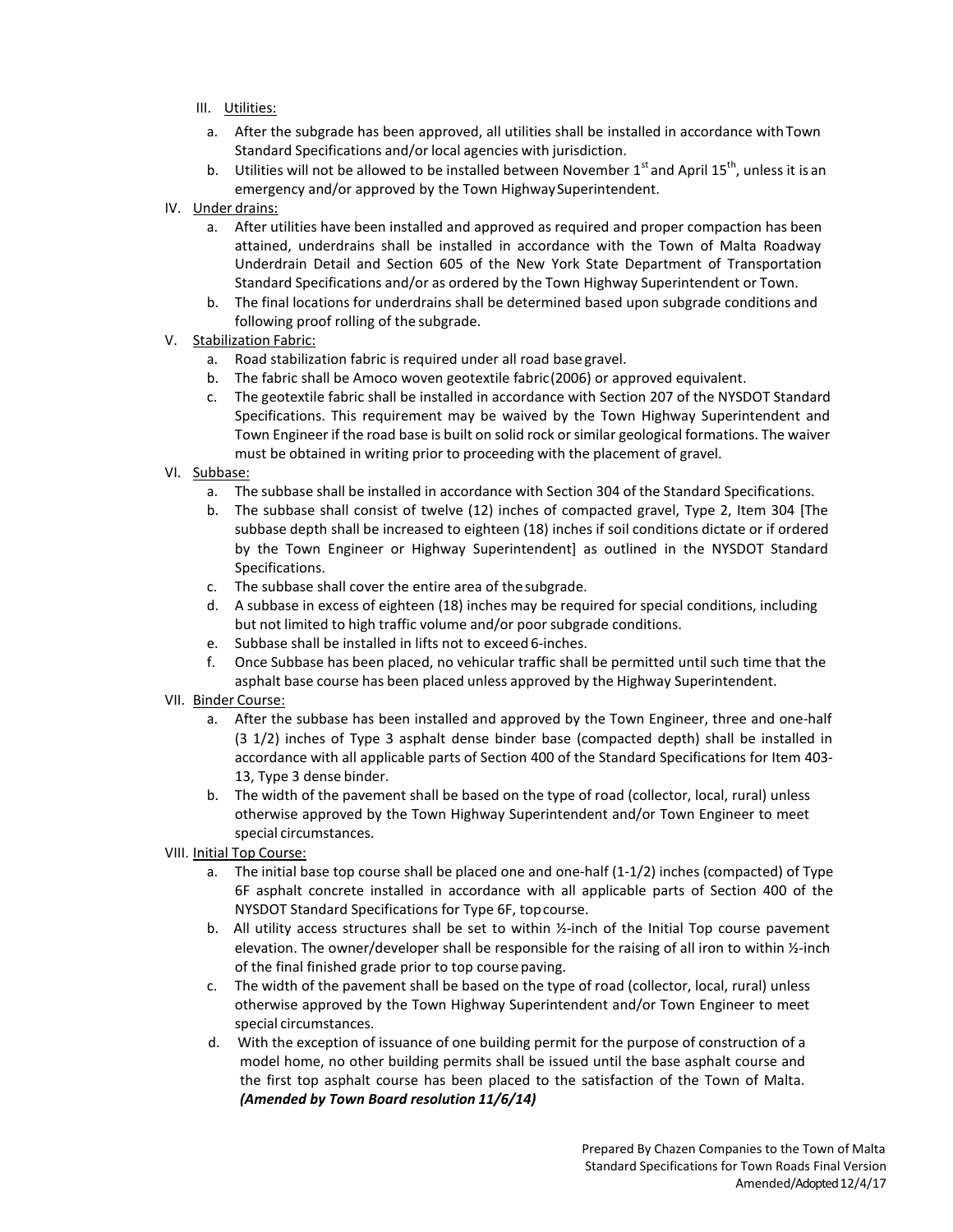III. Utilities:

a. After the subgrade has been approved, all utilities shall be installed in accordance with Town Standard Specifications and/or local agencies with jurisdiction.

b. Utilities will not be allowed to be installed between November 1st and April 15th, unless it is an emergency and/or approved by the Town Highway Superintendent.

IV. Under drains:

a. After utilities have been installed and approved as required and proper compaction has been attained, underdrains shall be installed in accordance with the Town of Malta Roadway Underdrain Detail and Section 605 of the New York State Department of Transportation Standard Specifications and/or as ordered by the Town Highway Superintendent or Town.

b. The final locations for underdrains shall be determined based upon subgrade conditions and following proof rolling of the subgrade.

V. Stabilization Fabric:

a. Road stabilization fabric is required under all road base gravel.

b. The fabric shall be Amoco woven geotextile fabric (2006) or approved equivalent.

c. The geotextile fabric shall be installed in accordance with Section 207 of the NYSDOT Standard Specifications. This requirement may be waived by the Town Highway Superintendent and Town Engineer if the road base is built on solid rock or similar geological formations. The waiver must be obtained in writing prior to proceeding with the placement of gravel.

VI. Subbase:

a. The subbase shall be installed in accordance with Section 304 of the Standard Specifications.

b. The subbase shall consist of twelve (12) inches of compacted gravel, Type 2, Item 304 [The subbase depth shall be increased to eighteen (18) inches if soil conditions dictate or if ordered by the Town Engineer or Highway Superintendent] as outlined in the NYSDOT Standard Specifications.

c. The subbase shall cover the entire area of the subgrade.

d. A subbase in excess of eighteen (18) inches may be required for special conditions, including but not limited to high traffic volume and/or poor subgrade conditions.

e. Subbase shall be installed in lifts not to exceed 6-inches.

f. Once Subbase has been placed, no vehicular traffic shall be permitted until such time that the asphalt base course has been placed unless approved by the Highway Superintendent.

VII. Binder Course:

a. After the subbase has been installed and approved by the Town Engineer, three and one-half (3 1/2) inches of Type 3 asphalt dense binder base (compacted depth) shall be installed in accordance with all applicable parts of Section 400 of the Standard Specifications for Item 403-13, Type 3 dense binder.

b. The width of the pavement shall be based on the type of road (collector, local, rural) unless otherwise approved by the Town Highway Superintendent and/or Town Engineer to meet special circumstances.

VIII. Initial Top Course:

a. The initial base top course shall be placed one and one-half (1-1/2) inches (compacted) of Type 6F asphalt concrete installed in accordance with all applicable parts of Section 400 of the NYSDOT Standard Specifications for Type 6F, top course.

b. All utility access structures shall be set to within ½-inch of the Initial Top course pavement elevation. The owner/developer shall be responsible for the raising of all iron to within ½-inch of the final finished grade prior to top course paving.

c. The width of the pavement shall be based on the type of road (collector, local, rural) unless otherwise approved by the Town Highway Superintendent and/or Town Engineer to meet special circumstances.

d. With the exception of issuance of one building permit for the purpose of construction of a model home, no other building permits shall be issued until the base asphalt course and the first top asphalt course has been placed to the satisfaction of the Town of Malta. ***(Amended by Town Board resolution 11/6/14)***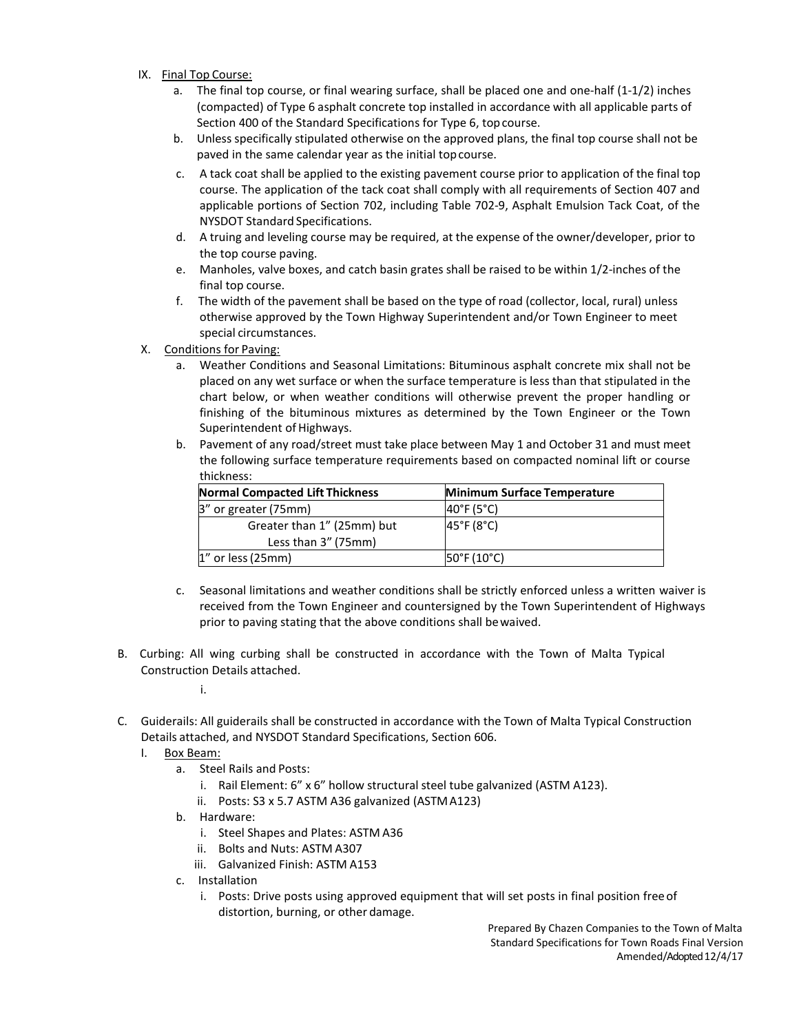IX. Final Top Course:

a. The final top course, or final wearing surface, shall be placed one and one-half (1-1/2) inches (compacted) of Type 6 asphalt concrete top installed in accordance with all applicable parts of Section 400 of the Standard Specifications for Type 6, top course.

b. Unless specifically stipulated otherwise on the approved plans, the final top course shall not be paved in the same calendar year as the initial top course.

c. A tack coat shall be applied to the existing pavement course prior to application of the final top course. The application of the tack coat shall comply with all requirements of Section 407 and applicable portions of Section 702, including Table 702-9, Asphalt Emulsion Tack Coat, of the NYSDOT Standard Specifications.

d. A truing and leveling course may be required, at the expense of the owner/developer, prior to the top course paving.

e. Manholes, valve boxes, and catch basin grates shall be raised to be within 1/2-inches of the final top course.

f. The width of the pavement shall be based on the type of road (collector, local, rural) unless otherwise approved by the Town Highway Superintendent and/or Town Engineer to meet special circumstances.

X. Conditions for Paving:

a. Weather Conditions and Seasonal Limitations: Bituminous asphalt concrete mix shall not be placed on any wet surface or when the surface temperature is less than that stipulated in the chart below, or when weather conditions will otherwise prevent the proper handling or finishing of the bituminous mixtures as determined by the Town Engineer or the Town Superintendent of Highways.

b. Pavement of any road/street must take place between May 1 and October 31 and must meet the following surface temperature requirements based on compacted nominal lift or course thickness:

| **Normal Compacted Lift Thickness** | **Minimum Surface Temperature** |
|---|---|
| 3" or greater (75mm) | 40°F (5°C) |
| Greater than 1" (25mm) but Less than 3" (75mm) | 45°F (8°C) |
| 1" or less (25mm) | 50°F (10°C) |

c. Seasonal limitations and weather conditions shall be strictly enforced unless a written waiver is received from the Town Engineer and countersigned by the Town Superintendent of Highways prior to paving stating that the above conditions shall be waived.

B. Curbing: All wing curbing shall be constructed in accordance with the Town of Malta Typical Construction Details attached.

i.

C. Guiderails: All guiderails shall be constructed in accordance with the Town of Malta Typical Construction Details attached, and NYSDOT Standard Specifications, Section 606.

I. Box Beam:

a. Steel Rails and Posts:
   - i. Rail Element: 6" x 6" hollow structural steel tube galvanized (ASTM A123).
   - ii. Posts: S3 x 5.7 ASTM A36 galvanized (ASTM A123)

b. Hardware:
   - i. Steel Shapes and Plates: ASTM A36
   - ii. Bolts and Nuts: ASTM A307
   - iii. Galvanized Finish: ASTM A153

c. Installation
   - i. Posts: Drive posts using approved equipment that will set posts in final position free of distortion, burning, or other damage.

Prepared By Chazen Companies to the Town of Malta Standard Specifications for Town Roads Final Version Amended/Adopted 12/4/17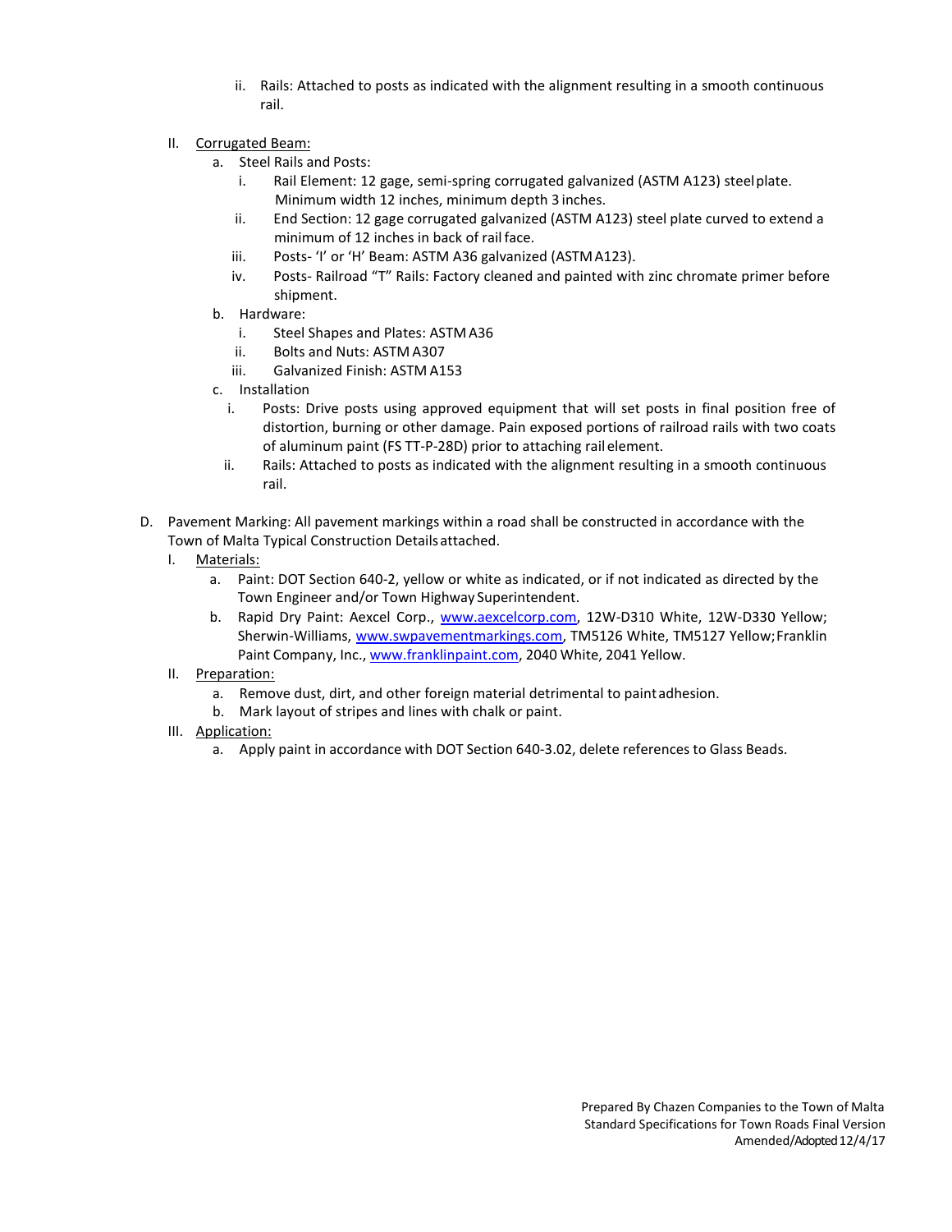ii. Rails: Attached to posts as indicated with the alignment resulting in a smooth continuous rail.

II. Corrugated Beam:

a. Steel Rails and Posts:

i. Rail Element: 12 gage, semi-spring corrugated galvanized (ASTM A123) steel plate. Minimum width 12 inches, minimum depth 3 inches.

ii. End Section: 12 gage corrugated galvanized (ASTM A123) steel plate curved to extend a minimum of 12 inches in back of rail face.

iii. Posts- 'I' or 'H' Beam: ASTM A36 galvanized (ASTM A123).

iv. Posts- Railroad "T" Rails: Factory cleaned and painted with zinc chromate primer before shipment.

b. Hardware:

i. Steel Shapes and Plates: ASTM A36

ii. Bolts and Nuts: ASTM A307

iii. Galvanized Finish: ASTM A153

c. Installation

i. Posts: Drive posts using approved equipment that will set posts in final position free of distortion, burning or other damage. Pain exposed portions of railroad rails with two coats of aluminum paint (FS TT-P-28D) prior to attaching rail element.

ii. Rails: Attached to posts as indicated with the alignment resulting in a smooth continuous rail.

D. Pavement Marking: All pavement markings within a road shall be constructed in accordance with the Town of Malta Typical Construction Details attached.

I. Materials:

a. Paint: DOT Section 640-2, yellow or white as indicated, or if not indicated as directed by the Town Engineer and/or Town Highway Superintendent.

b. Rapid Dry Paint: Aexcel Corp., www.aexcelcorp.com, 12W-D310 White, 12W-D330 Yellow; Sherwin-Williams, www.swpavementmarkings.com, TM5126 White, TM5127 Yellow; Franklin Paint Company, Inc., www.franklinpaint.com, 2040 White, 2041 Yellow.

II. Preparation:

a. Remove dust, dirt, and other foreign material detrimental to paint adhesion.

b. Mark layout of stripes and lines with chalk or paint.

III. Application:

a. Apply paint in accordance with DOT Section 640-3.02, delete references to Glass Beads.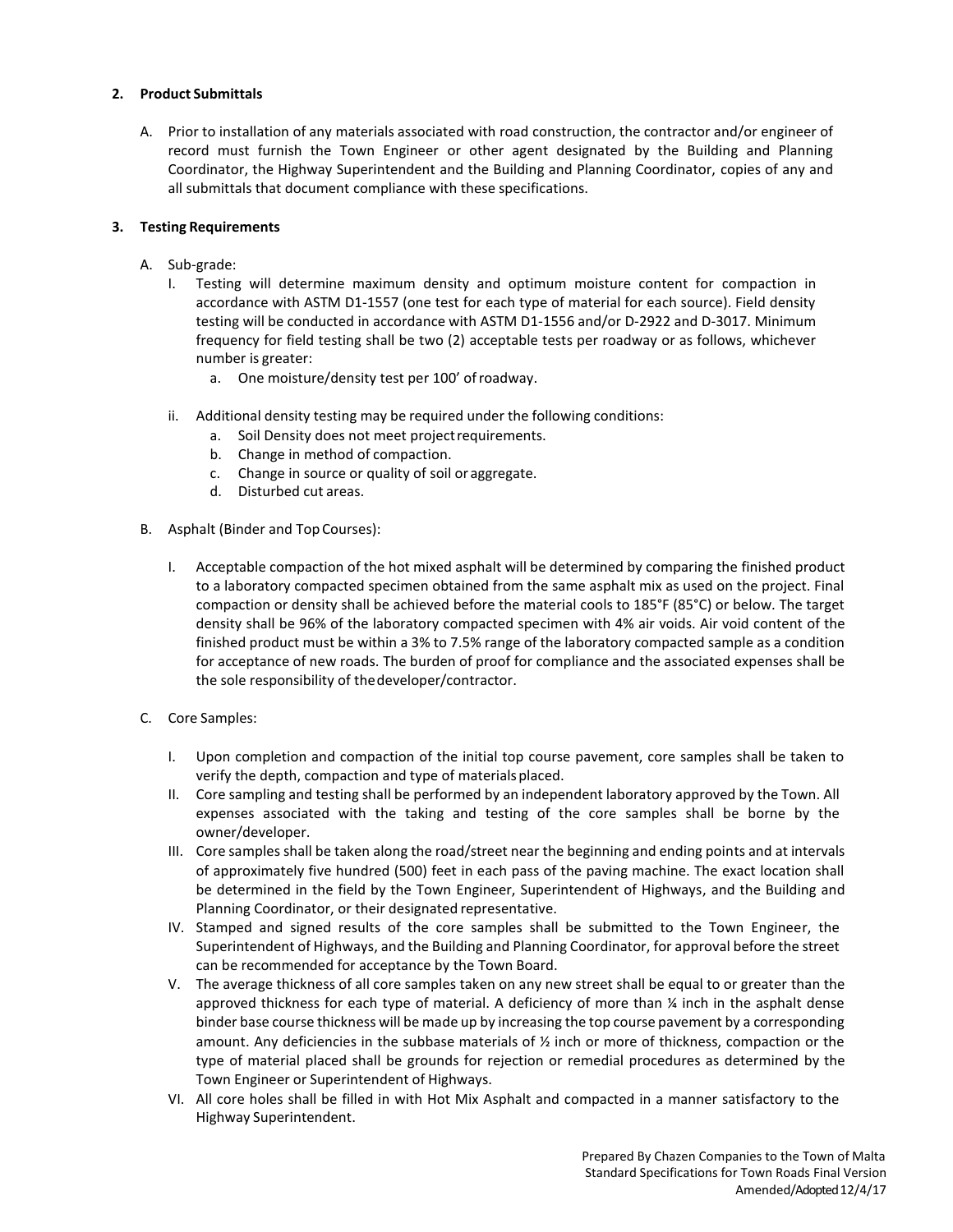**2. Product Submittals**

A. Prior to installation of any materials associated with road construction, the contractor and/or engineer of record must furnish the Town Engineer or other agent designated by the Building and Planning Coordinator, the Highway Superintendent and the Building and Planning Coordinator, copies of any and all submittals that document compliance with these specifications.

**3. Testing Requirements**

A. Sub-grade:

I. Testing will determine maximum density and optimum moisture content for compaction in accordance with ASTM D1-1557 (one test for each type of material for each source). Field density testing will be conducted in accordance with ASTM D1-1556 and/or D-2922 and D-3017. Minimum frequency for field testing shall be two (2) acceptable tests per roadway or as follows, whichever number is greater:

a. One moisture/density test per 100' of roadway.

ii. Additional density testing may be required under the following conditions:

a. Soil Density does not meet project requirements.
b. Change in method of compaction.
c. Change in source or quality of soil or aggregate.
d. Disturbed cut areas.

B. Asphalt (Binder and Top Courses):

I. Acceptable compaction of the hot mixed asphalt will be determined by comparing the finished product to a laboratory compacted specimen obtained from the same asphalt mix as used on the project. Final compaction or density shall be achieved before the material cools to 185°F (85°C) or below. The target density shall be 96% of the laboratory compacted specimen with 4% air voids. Air void content of the finished product must be within a 3% to 7.5% range of the laboratory compacted sample as a condition for acceptance of new roads. The burden of proof for compliance and the associated expenses shall be the sole responsibility of the developer/contractor.

C. Core Samples:

I. Upon completion and compaction of the initial top course pavement, core samples shall be taken to verify the depth, compaction and type of materials placed.

II. Core sampling and testing shall be performed by an independent laboratory approved by the Town. All expenses associated with the taking and testing of the core samples shall be borne by the owner/developer.

III. Core samples shall be taken along the road/street near the beginning and ending points and at intervals of approximately five hundred (500) feet in each pass of the paving machine. The exact location shall be determined in the field by the Town Engineer, Superintendent of Highways, and the Building and Planning Coordinator, or their designated representative.

IV. Stamped and signed results of the core samples shall be submitted to the Town Engineer, the Superintendent of Highways, and the Building and Planning Coordinator, for approval before the street can be recommended for acceptance by the Town Board.

V. The average thickness of all core samples taken on any new street shall be equal to or greater than the approved thickness for each type of material. A deficiency of more than ¼ inch in the asphalt dense binder base course thickness will be made up by increasing the top course pavement by a corresponding amount. Any deficiencies in the subbase materials of ½ inch or more of thickness, compaction or the type of material placed shall be grounds for rejection or remedial procedures as determined by the Town Engineer or Superintendent of Highways.

VI. All core holes shall be filled in with Hot Mix Asphalt and compacted in a manner satisfactory to the Highway Superintendent.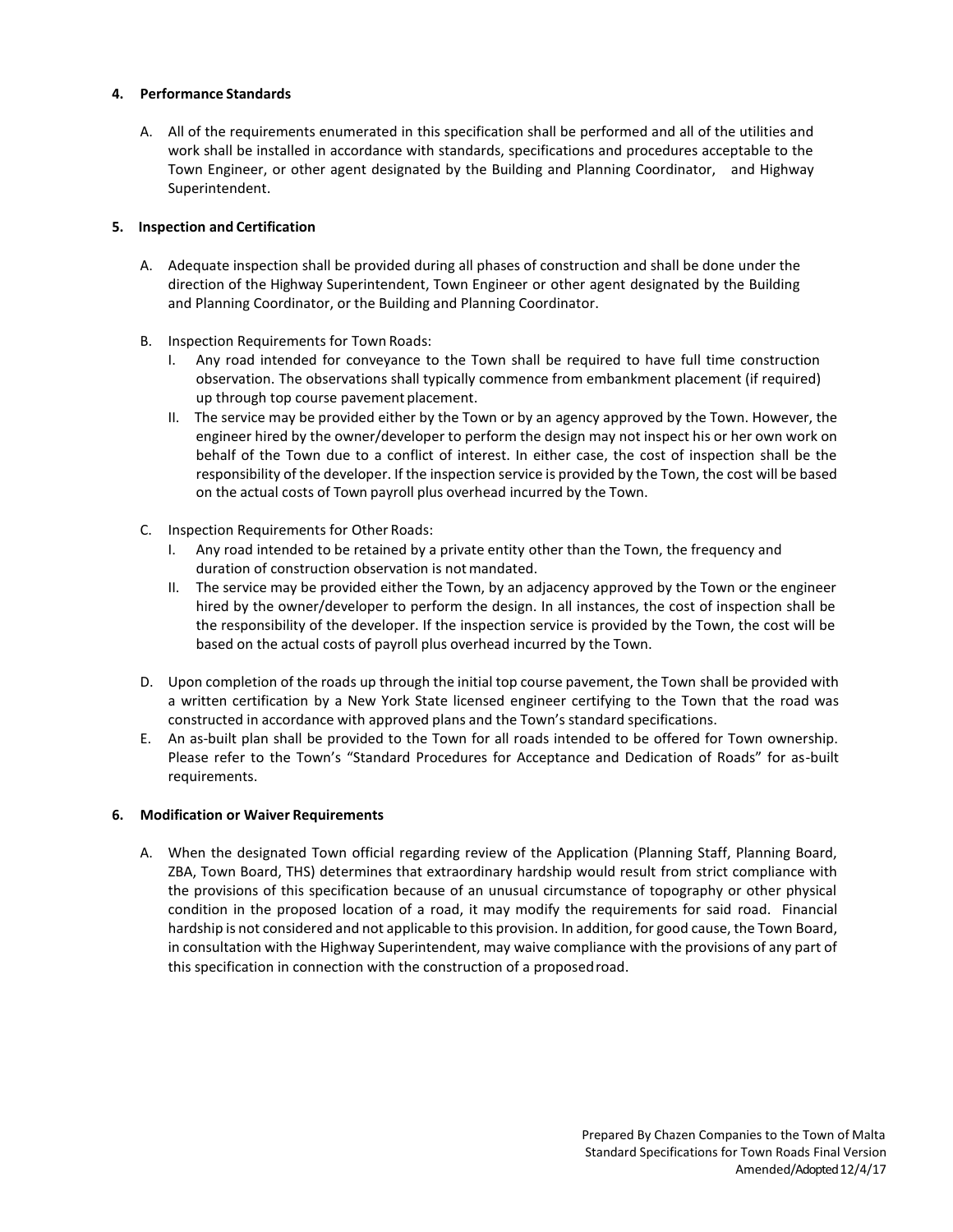**4. Performance Standards**

A. All of the requirements enumerated in this specification shall be performed and all of the utilities and work shall be installed in accordance with standards, specifications and procedures acceptable to the Town Engineer, or other agent designated by the Building and Planning Coordinator, and Highway Superintendent.

**5. Inspection and Certification**

A. Adequate inspection shall be provided during all phases of construction and shall be done under the direction of the Highway Superintendent, Town Engineer or other agent designated by the Building and Planning Coordinator, or the Building and Planning Coordinator.

B. Inspection Requirements for Town Roads:
   I. Any road intended for conveyance to the Town shall be required to have full time construction observation. The observations shall typically commence from embankment placement (if required) up through top course pavement placement.
   II. The service may be provided either by the Town or by an agency approved by the Town. However, the engineer hired by the owner/developer to perform the design may not inspect his or her own work on behalf of the Town due to a conflict of interest. In either case, the cost of inspection shall be the responsibility of the developer. If the inspection service is provided by the Town, the cost will be based on the actual costs of Town payroll plus overhead incurred by the Town.

C. Inspection Requirements for Other Roads:
   I. Any road intended to be retained by a private entity other than the Town, the frequency and duration of construction observation is not mandated.
   II. The service may be provided either the Town, by an adjacency approved by the Town or the engineer hired by the owner/developer to perform the design. In all instances, the cost of inspection shall be the responsibility of the developer. If the inspection service is provided by the Town, the cost will be based on the actual costs of payroll plus overhead incurred by the Town.

D. Upon completion of the roads up through the initial top course pavement, the Town shall be provided with a written certification by a New York State licensed engineer certifying to the Town that the road was constructed in accordance with approved plans and the Town's standard specifications.

E. An as-built plan shall be provided to the Town for all roads intended to be offered for Town ownership. Please refer to the Town's "Standard Procedures for Acceptance and Dedication of Roads" for as-built requirements.

**6. Modification or Waiver Requirements**

A. When the designated Town official regarding review of the Application (Planning Staff, Planning Board, ZBA, Town Board, THS) determines that extraordinary hardship would result from strict compliance with the provisions of this specification because of an unusual circumstance of topography or other physical condition in the proposed location of a road, it may modify the requirements for said road. Financial hardship is not considered and not applicable to this provision. In addition, for good cause, the Town Board, in consultation with the Highway Superintendent, may waive compliance with the provisions of any part of this specification in connection with the construction of a proposed road.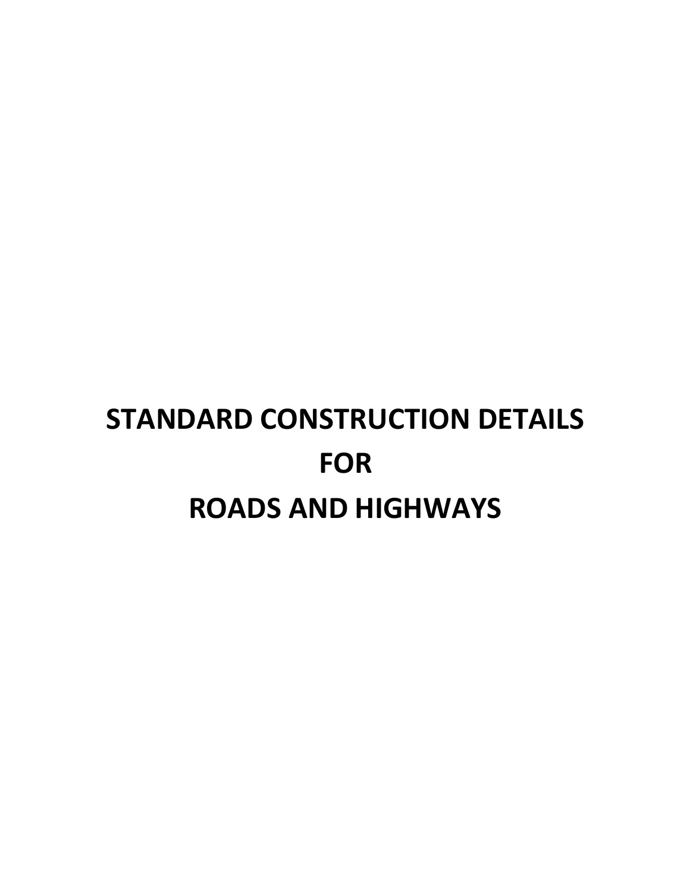# STANDARD CONSTRUCTION DETAILS
# FOR
# ROADS AND HIGHWAYS